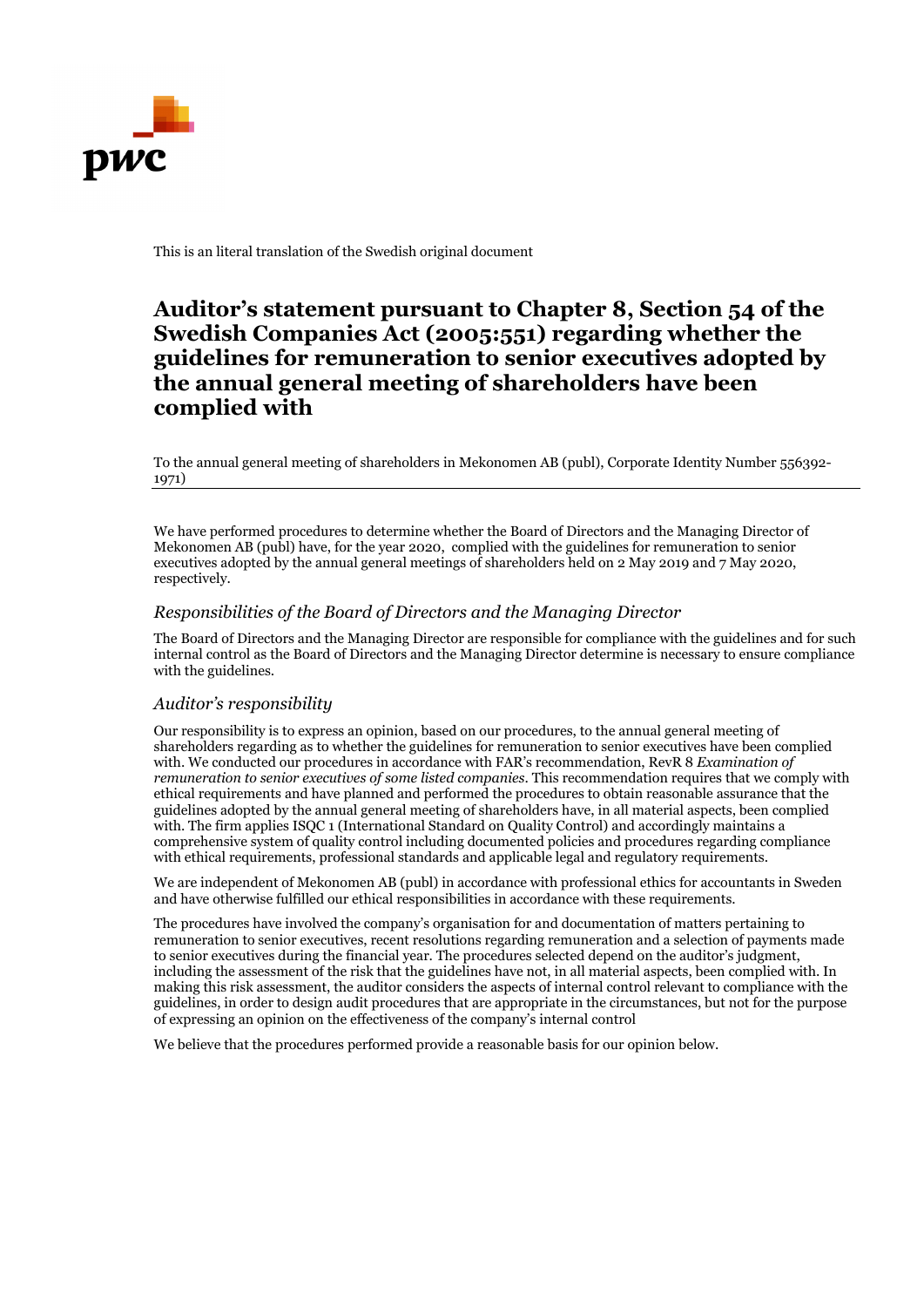This is an literal translation of the Swedish original document

# Auditor's statement pursuant to Chapter 8, Section 54 of the Swedish Companies Act (2005:551) regarding whether the guidelines for remuneration to senior executives adopted by the annual general meeting of shareholders have been complied with

To the annual general meeting of shareholders in Mekonomen AB (publ), Corporate Identity Number 556392-1971)

We have performed procedures to determine whether the Board of Directors and the Managing Director of Mekonomen AB (publ) have, for the year 2020, complied with the guidelines for remuneration to senior executives adopted by the annual general meetings of shareholders held on 2 May 2019 and 7 May 2020, respectively.

## *Responsibilities of the Board of Directors and the Managing Director*

The Board of Directors and the Managing Director are responsible for compliance with the guidelines and for such internal control as the Board of Directors and the Managing Director determine is necessary to ensure compliance with the guidelines.

## *Auditor's responsibility*

Our responsibility is to express an opinion, based on our procedures, to the annual general meeting of shareholders regarding as to whether the guidelines for remuneration to senior executives have been complied with. We conducted our procedures in accordance with FAR's recommendation, RevR 8 *Examination of remuneration to senior executives of some listed companies*. This recommendation requires that we comply with ethical requirements and have planned and performed the procedures to obtain reasonable assurance that the guidelines adopted by the annual general meeting of shareholders have, in all material aspects, been complied with. The firm applies ISQC 1 (International Standard on Quality Control) and accordingly maintains a comprehensive system of quality control including documented policies and procedures regarding compliance with ethical requirements, professional standards and applicable legal and regulatory requirements.

We are independent of Mekonomen AB (publ) in accordance with professional ethics for accountants in Sweden and have otherwise fulfilled our ethical responsibilities in accordance with these requirements.

The procedures have involved the company's organisation for and documentation of matters pertaining to remuneration to senior executives, recent resolutions regarding remuneration and a selection of payments made to senior executives during the financial year. The procedures selected depend on the auditor's judgment, including the assessment of the risk that the guidelines have not, in all material aspects, been complied with. In making this risk assessment, the auditor considers the aspects of internal control relevant to compliance with the guidelines, in order to design audit procedures that are appropriate in the circumstances, but not for the purpose of expressing an opinion on the effectiveness of the company's internal control

We believe that the procedures performed provide a reasonable basis for our opinion below.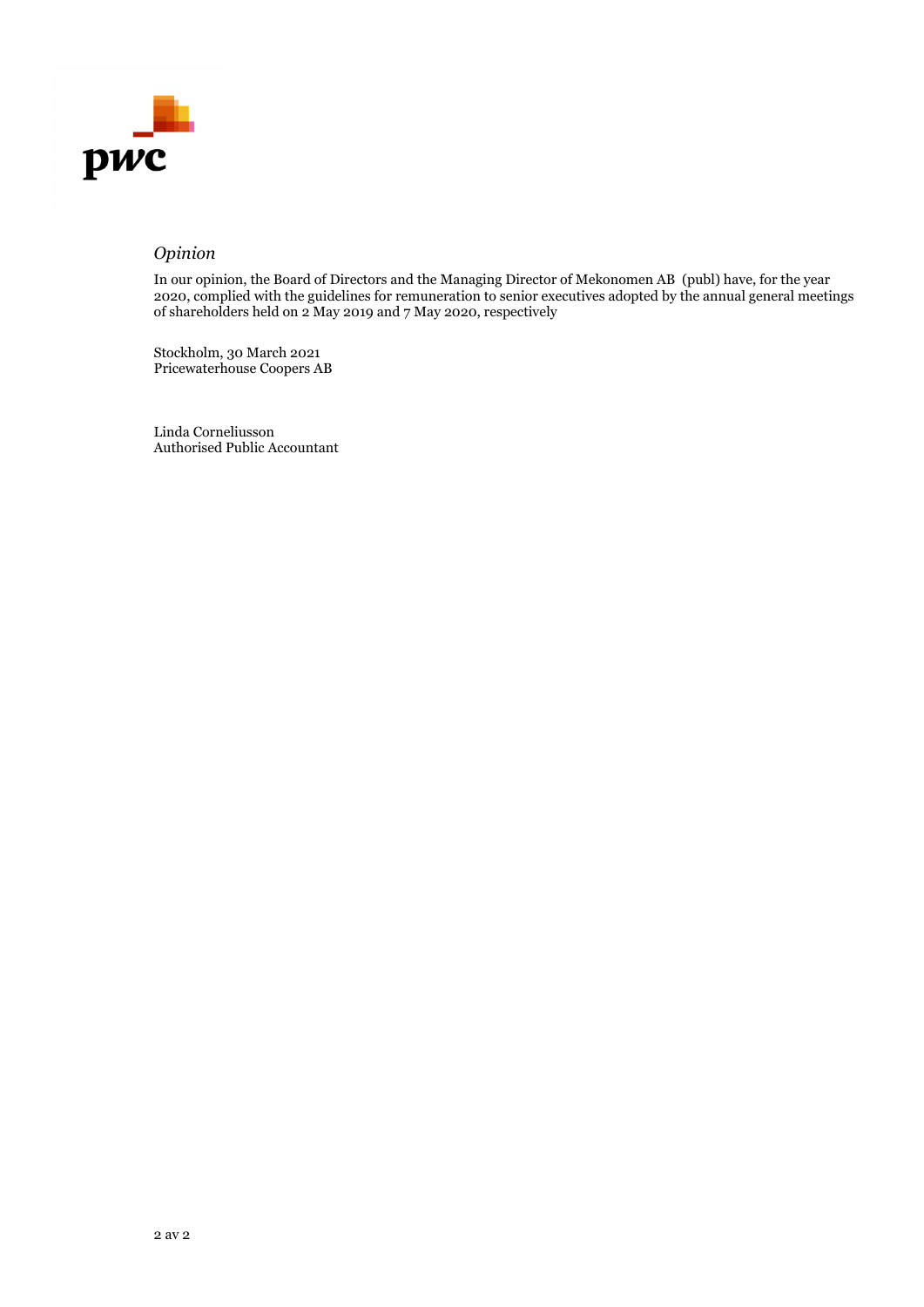*Opinion*

In our opinion, the Board of Directors and the Managing Director of Mekonomen AB (publ) have, for the year 2020, complied with the guidelines for remuneration to senior executives adopted by the annual general meetings of shareholders held on 2 May 2019 and 7 May 2020, respectively

Stockholm, 30 March 2021
Pricewaterhouse Coopers AB

Linda Corneliusson
Authorised Public Accountant